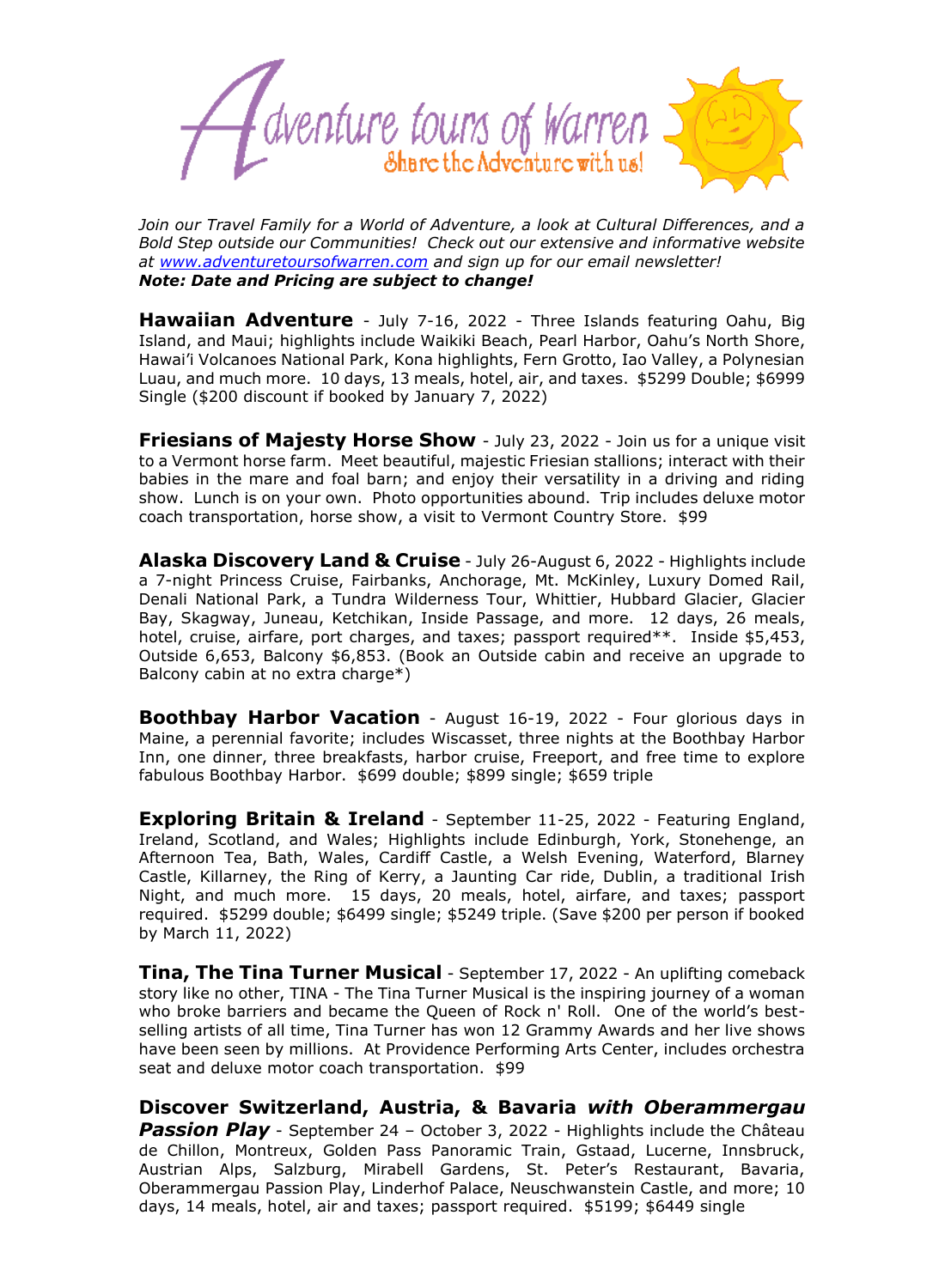# Adventure tours of Warren

Share the Adventure with us!

*Join our Travel Family for a World of Adventure, a look at Cultural Differences, and a Bold Step outside our Communities! Check out our extensive and informative website at [www.adventuretoursofwarren.com](http://www.adventuretoursofwarren.com) and sign up for our email newsletter!*
***Note: Date and Pricing are subject to change!***

**Hawaiian Adventure** - July 7-16, 2022 - Three Islands featuring Oahu, Big Island, and Maui; highlights include Waikiki Beach, Pearl Harbor, Oahu's North Shore, Hawai'i Volcanoes National Park, Kona highlights, Fern Grotto, Iao Valley, a Polynesian Luau, and much more. 10 days, 13 meals, hotel, air, and taxes. $5299 Double; $6999 Single ($200 discount if booked by January 7, 2022)

**Friesians of Majesty Horse Show** - July 23, 2022 - Join us for a unique visit to a Vermont horse farm. Meet beautiful, majestic Friesian stallions; interact with their babies in the mare and foal barn; and enjoy their versatility in a driving and riding show. Lunch is on your own. Photo opportunities abound. Trip includes deluxe motor coach transportation, horse show, a visit to Vermont Country Store. $99

**Alaska Discovery Land & Cruise** - July 26-August 6, 2022 - Highlights include a 7-night Princess Cruise, Fairbanks, Anchorage, Mt. McKinley, Luxury Domed Rail, Denali National Park, a Tundra Wilderness Tour, Whittier, Hubbard Glacier, Glacier Bay, Skagway, Juneau, Ketchikan, Inside Passage, and more. 12 days, 26 meals, hotel, cruise, airfare, port charges, and taxes; passport required**. Inside $5,453, Outside 6,653, Balcony $6,853. (Book an Outside cabin and receive an upgrade to Balcony cabin at no extra charge*)

**Boothbay Harbor Vacation** - August 16-19, 2022 - Four glorious days in Maine, a perennial favorite; includes Wiscasset, three nights at the Boothbay Harbor Inn, one dinner, three breakfasts, harbor cruise, Freeport, and free time to explore fabulous Boothbay Harbor. $699 double; $899 single; $659 triple

**Exploring Britain & Ireland** - September 11-25, 2022 - Featuring England, Ireland, Scotland, and Wales; Highlights include Edinburgh, York, Stonehenge, an Afternoon Tea, Bath, Wales, Cardiff Castle, a Welsh Evening, Waterford, Blarney Castle, Killarney, the Ring of Kerry, a Jaunting Car ride, Dublin, a traditional Irish Night, and much more. 15 days, 20 meals, hotel, airfare, and taxes; passport required. $5299 double; $6499 single; $5249 triple. (Save $200 per person if booked by March 11, 2022)

**Tina, The Tina Turner Musical** - September 17, 2022 - An uplifting comeback story like no other, TINA - The Tina Turner Musical is the inspiring journey of a woman who broke barriers and became the Queen of Rock n' Roll. One of the world's best-selling artists of all time, Tina Turner has won 12 Grammy Awards and her live shows have been seen by millions. At Providence Performing Arts Center, includes orchestra seat and deluxe motor coach transportation. $99

**Discover Switzerland, Austria, & Bavaria *with Oberammergau Passion Play*** - September 24 – October 3, 2022 - Highlights include the Château de Chillon, Montreux, Golden Pass Panoramic Train, Gstaad, Lucerne, Innsbruck, Austrian Alps, Salzburg, Mirabell Gardens, St. Peter's Restaurant, Bavaria, Oberammergau Passion Play, Linderhof Palace, Neuschwanstein Castle, and more; 10 days, 14 meals, hotel, air and taxes; passport required. $5199; $6449 single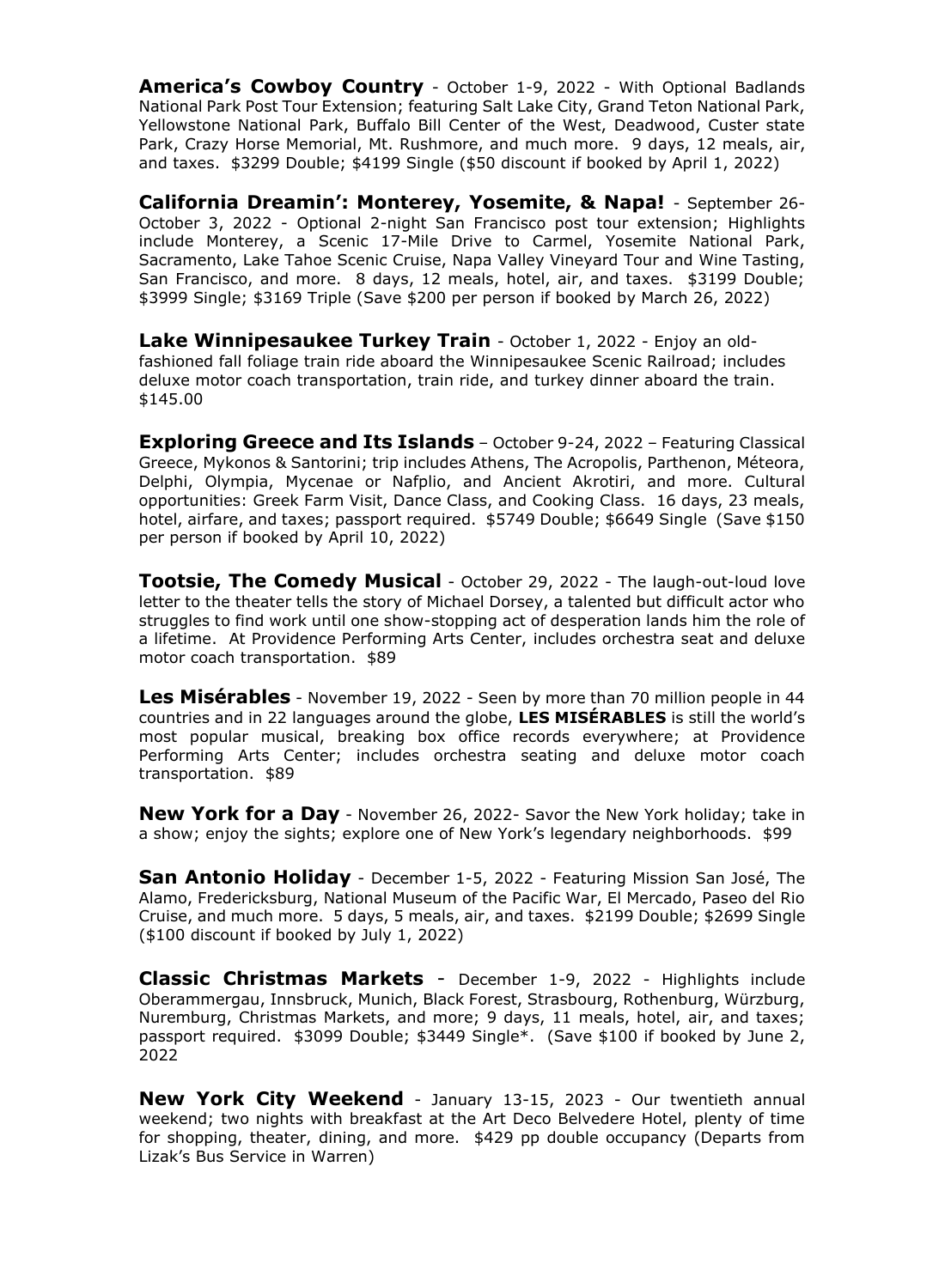**America's Cowboy Country** - October 1-9, 2022 - With Optional Badlands National Park Post Tour Extension; featuring Salt Lake City, Grand Teton National Park, Yellowstone National Park, Buffalo Bill Center of the West, Deadwood, Custer state Park, Crazy Horse Memorial, Mt. Rushmore, and much more. 9 days, 12 meals, air, and taxes. $3299 Double; $4199 Single ($50 discount if booked by April 1, 2022)

**California Dreamin': Monterey, Yosemite, & Napa!** - September 26-October 3, 2022 - Optional 2-night San Francisco post tour extension; Highlights include Monterey, a Scenic 17-Mile Drive to Carmel, Yosemite National Park, Sacramento, Lake Tahoe Scenic Cruise, Napa Valley Vineyard Tour and Wine Tasting, San Francisco, and more. 8 days, 12 meals, hotel, air, and taxes. $3199 Double; $3999 Single; $3169 Triple (Save $200 per person if booked by March 26, 2022)

**Lake Winnipesaukee Turkey Train** - October 1, 2022 - Enjoy an old-fashioned fall foliage train ride aboard the Winnipesaukee Scenic Railroad; includes deluxe motor coach transportation, train ride, and turkey dinner aboard the train. $145.00

**Exploring Greece and Its Islands** – October 9-24, 2022 – Featuring Classical Greece, Mykonos & Santorini; trip includes Athens, The Acropolis, Parthenon, Méteora, Delphi, Olympia, Mycenae or Nafplio, and Ancient Akrotiri, and more. Cultural opportunities: Greek Farm Visit, Dance Class, and Cooking Class. 16 days, 23 meals, hotel, airfare, and taxes; passport required. $5749 Double; $6649 Single (Save $150 per person if booked by April 10, 2022)

**Tootsie, The Comedy Musical** - October 29, 2022 - The laugh-out-loud love letter to the theater tells the story of Michael Dorsey, a talented but difficult actor who struggles to find work until one show-stopping act of desperation lands him the role of a lifetime. At Providence Performing Arts Center, includes orchestra seat and deluxe motor coach transportation. $89

**Les Misérables** - November 19, 2022 - Seen by more than 70 million people in 44 countries and in 22 languages around the globe, **LES MISÉRABLES** is still the world's most popular musical, breaking box office records everywhere; at Providence Performing Arts Center; includes orchestra seating and deluxe motor coach transportation. $89

**New York for a Day** - November 26, 2022- Savor the New York holiday; take in a show; enjoy the sights; explore one of New York's legendary neighborhoods. $99

**San Antonio Holiday** - December 1-5, 2022 - Featuring Mission San José, The Alamo, Fredericksburg, National Museum of the Pacific War, El Mercado, Paseo del Rio Cruise, and much more. 5 days, 5 meals, air, and taxes. $2199 Double; $2699 Single ($100 discount if booked by July 1, 2022)

**Classic Christmas Markets** - December 1-9, 2022 - Highlights include Oberammergau, Innsbruck, Munich, Black Forest, Strasbourg, Rothenburg, Würzburg, Nuremburg, Christmas Markets, and more; 9 days, 11 meals, hotel, air, and taxes; passport required. $3099 Double; $3449 Single*. (Save $100 if booked by June 2, 2022

**New York City Weekend** - January 13-15, 2023 - Our twentieth annual weekend; two nights with breakfast at the Art Deco Belvedere Hotel, plenty of time for shopping, theater, dining, and more. $429 pp double occupancy (Departs from Lizak's Bus Service in Warren)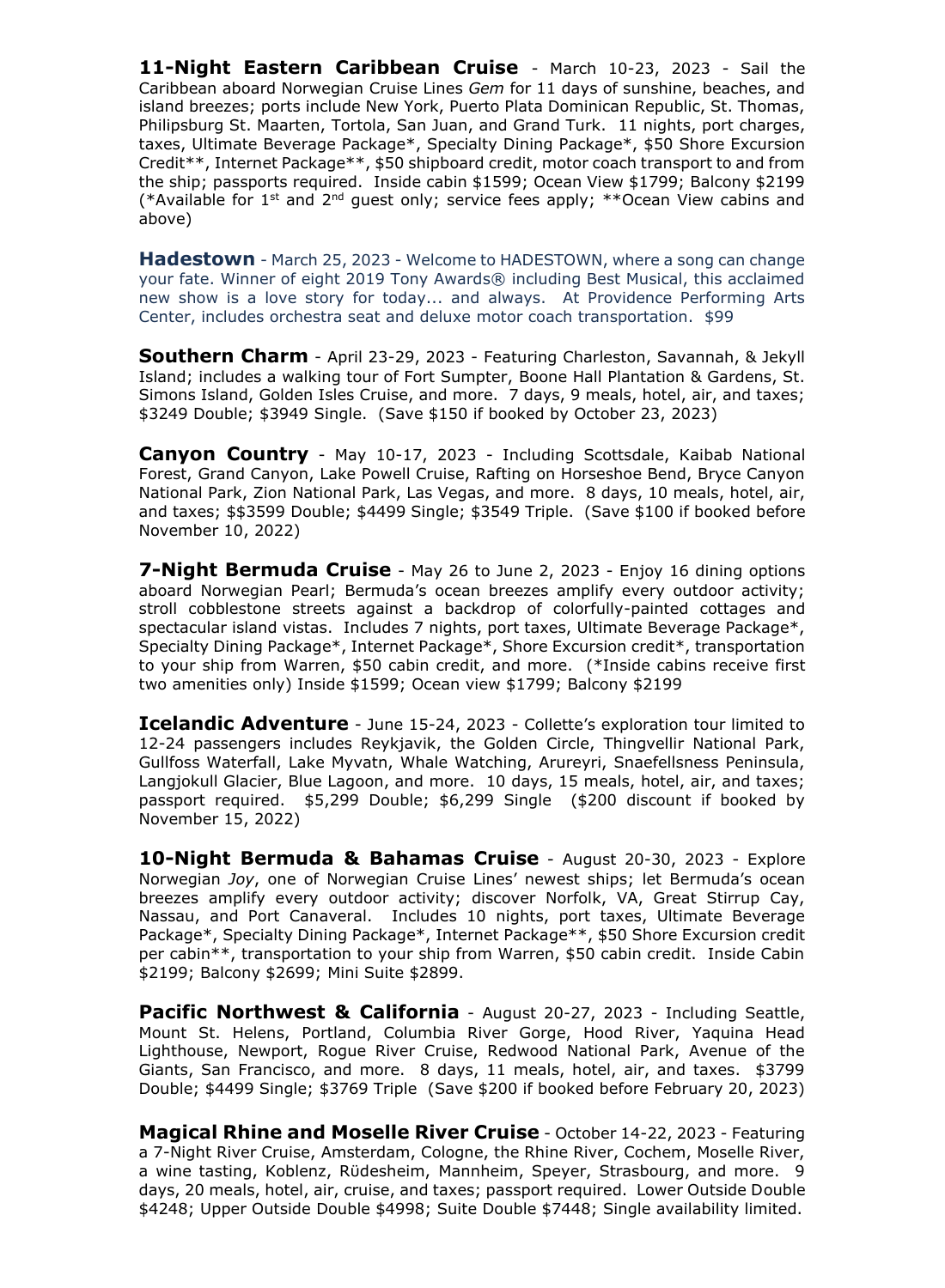**11-Night Eastern Caribbean Cruise** - March 10-23, 2023 - Sail the Caribbean aboard Norwegian Cruise Lines *Gem* for 11 days of sunshine, beaches, and island breezes; ports include New York, Puerto Plata Dominican Republic, St. Thomas, Philipsburg St. Maarten, Tortola, San Juan, and Grand Turk. 11 nights, port charges, taxes, Ultimate Beverage Package*, Specialty Dining Package*, $50 Shore Excursion Credit**, Internet Package**, $50 shipboard credit, motor coach transport to and from the ship; passports required. Inside cabin $1599; Ocean View $1799; Balcony $2199 (*Available for 1st and 2nd guest only; service fees apply; **Ocean View cabins and above)

**Hadestown** - March 25, 2023 - Welcome to HADESTOWN, where a song can change your fate. Winner of eight 2019 Tony Awards® including Best Musical, this acclaimed new show is a love story for today... and always. At Providence Performing Arts Center, includes orchestra seat and deluxe motor coach transportation. $99

**Southern Charm** - April 23-29, 2023 - Featuring Charleston, Savannah, & Jekyll Island; includes a walking tour of Fort Sumpter, Boone Hall Plantation & Gardens, St. Simons Island, Golden Isles Cruise, and more. 7 days, 9 meals, hotel, air, and taxes; $3249 Double; $3949 Single. (Save $150 if booked by October 23, 2023)

**Canyon Country** - May 10-17, 2023 - Including Scottsdale, Kaibab National Forest, Grand Canyon, Lake Powell Cruise, Rafting on Horseshoe Bend, Bryce Canyon National Park, Zion National Park, Las Vegas, and more. 8 days, 10 meals, hotel, air, and taxes; $$3599 Double; $4499 Single; $3549 Triple. (Save $100 if booked before November 10, 2022)

**7-Night Bermuda Cruise** - May 26 to June 2, 2023 - Enjoy 16 dining options aboard Norwegian Pearl; Bermuda's ocean breezes amplify every outdoor activity; stroll cobblestone streets against a backdrop of colorfully-painted cottages and spectacular island vistas. Includes 7 nights, port taxes, Ultimate Beverage Package*, Specialty Dining Package*, Internet Package*, Shore Excursion credit*, transportation to your ship from Warren, $50 cabin credit, and more. (*Inside cabins receive first two amenities only) Inside $1599; Ocean view $1799; Balcony $2199

**Icelandic Adventure** - June 15-24, 2023 - Collette's exploration tour limited to 12-24 passengers includes Reykjavik, the Golden Circle, Thingvellir National Park, Gullfoss Waterfall, Lake Myvatn, Whale Watching, Arureyri, Snaefellsness Peninsula, Langjokull Glacier, Blue Lagoon, and more. 10 days, 15 meals, hotel, air, and taxes; passport required. $5,299 Double; $6,299 Single ($200 discount if booked by November 15, 2022)

**10-Night Bermuda & Bahamas Cruise** - August 20-30, 2023 - Explore Norwegian *Joy*, one of Norwegian Cruise Lines' newest ships; let Bermuda's ocean breezes amplify every outdoor activity; discover Norfolk, VA, Great Stirrup Cay, Nassau, and Port Canaveral. Includes 10 nights, port taxes, Ultimate Beverage Package*, Specialty Dining Package*, Internet Package**, $50 Shore Excursion credit per cabin**, transportation to your ship from Warren, $50 cabin credit. Inside Cabin $2199; Balcony $2699; Mini Suite $2899.

**Pacific Northwest & California** - August 20-27, 2023 - Including Seattle, Mount St. Helens, Portland, Columbia River Gorge, Hood River, Yaquina Head Lighthouse, Newport, Rogue River Cruise, Redwood National Park, Avenue of the Giants, San Francisco, and more. 8 days, 11 meals, hotel, air, and taxes. $3799 Double; $4499 Single; $3769 Triple (Save $200 if booked before February 20, 2023)

**Magical Rhine and Moselle River Cruise** - October 14-22, 2023 - Featuring a 7-Night River Cruise, Amsterdam, Cologne, the Rhine River, Cochem, Moselle River, a wine tasting, Koblenz, Rüdesheim, Mannheim, Speyer, Strasbourg, and more. 9 days, 20 meals, hotel, air, cruise, and taxes; passport required. Lower Outside Double $4248; Upper Outside Double $4998; Suite Double $7448; Single availability limited.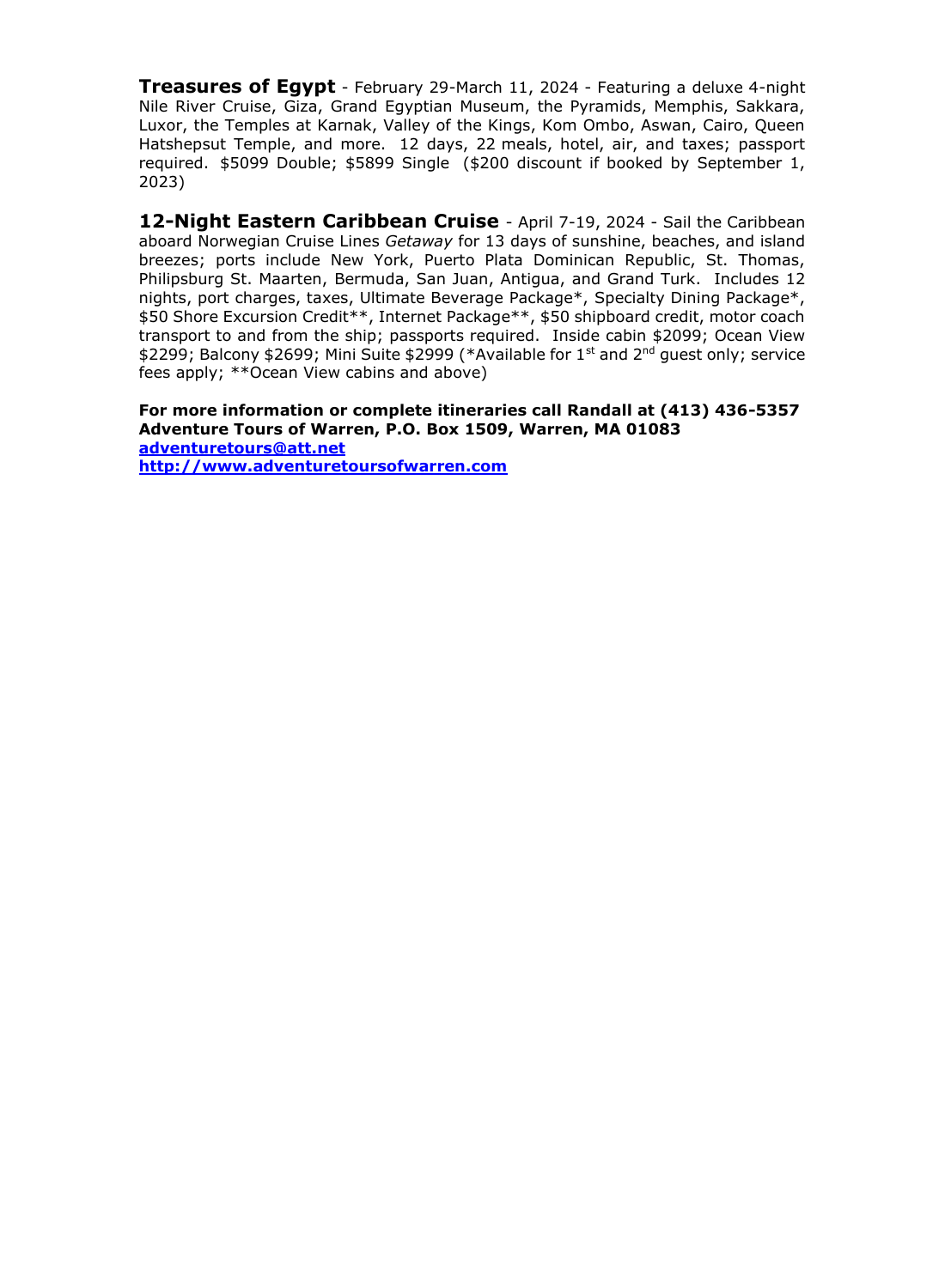**Treasures of Egypt** - February 29-March 11, 2024 - Featuring a deluxe 4-night Nile River Cruise, Giza, Grand Egyptian Museum, the Pyramids, Memphis, Sakkara, Luxor, the Temples at Karnak, Valley of the Kings, Kom Ombo, Aswan, Cairo, Queen Hatshepsut Temple, and more. 12 days, 22 meals, hotel, air, and taxes; passport required. $5099 Double; $5899 Single ($200 discount if booked by September 1, 2023)

**12-Night Eastern Caribbean Cruise** - April 7-19, 2024 - Sail the Caribbean aboard Norwegian Cruise Lines *Getaway* for 13 days of sunshine, beaches, and island breezes; ports include New York, Puerto Plata Dominican Republic, St. Thomas, Philipsburg St. Maarten, Bermuda, San Juan, Antigua, and Grand Turk. Includes 12 nights, port charges, taxes, Ultimate Beverage Package*, Specialty Dining Package*, $50 Shore Excursion Credit**, Internet Package**, $50 shipboard credit, motor coach transport to and from the ship; passports required. Inside cabin $2099; Ocean View $2299; Balcony $2699; Mini Suite $2999 (*Available for 1st and 2nd guest only; service fees apply; **Ocean View cabins and above)

**For more information or complete itineraries call Randall at (413) 436-5357**
**Adventure Tours of Warren, P.O. Box 1509, Warren, MA 01083**
**adventuretours@att.net**
**http://www.adventuretoursofwarren.com**